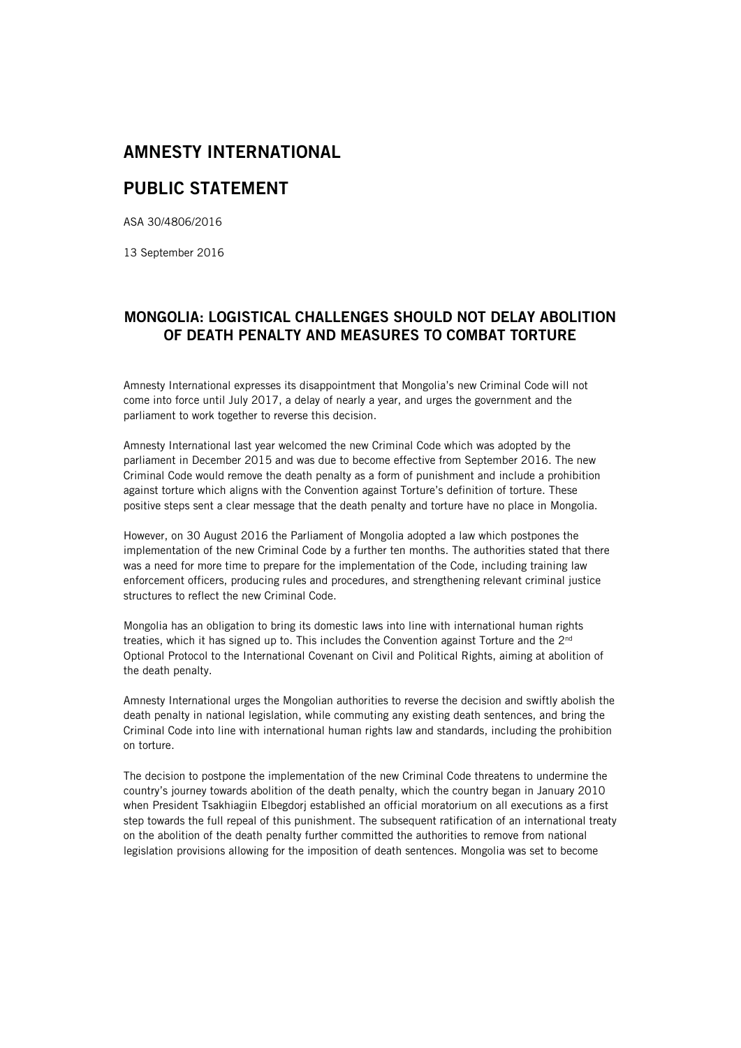# AMNESTY INTERNATIONAL

# PUBLIC STATEMENT

ASA 30/4806/2016

13 September 2016

## MONGOLIA: LOGISTICAL CHALLENGES SHOULD NOT DELAY ABOLITION OF DEATH PENALTY AND MEASURES TO COMBAT TORTURE

Amnesty International expresses its disappointment that Mongolia's new Criminal Code will not come into force until July 2017, a delay of nearly a year, and urges the government and the parliament to work together to reverse this decision.

Amnesty International last year welcomed the new Criminal Code which was adopted by the parliament in December 2015 and was due to become effective from September 2016. The new Criminal Code would remove the death penalty as a form of punishment and include a prohibition against torture which aligns with the Convention against Torture's definition of torture. These positive steps sent a clear message that the death penalty and torture have no place in Mongolia.

However, on 30 August 2016 the Parliament of Mongolia adopted a law which postpones the implementation of the new Criminal Code by a further ten months. The authorities stated that there was a need for more time to prepare for the implementation of the Code, including training law enforcement officers, producing rules and procedures, and strengthening relevant criminal justice structures to reflect the new Criminal Code.

Mongolia has an obligation to bring its domestic laws into line with international human rights treaties, which it has signed up to. This includes the Convention against Torture and the 2nd Optional Protocol to the International Covenant on Civil and Political Rights, aiming at abolition of the death penalty.

Amnesty International urges the Mongolian authorities to reverse the decision and swiftly abolish the death penalty in national legislation, while commuting any existing death sentences, and bring the Criminal Code into line with international human rights law and standards, including the prohibition on torture.

The decision to postpone the implementation of the new Criminal Code threatens to undermine the country's journey towards abolition of the death penalty, which the country began in January 2010 when President Tsakhiagiin Elbegdorj established an official moratorium on all executions as a first step towards the full repeal of this punishment. The subsequent ratification of an international treaty on the abolition of the death penalty further committed the authorities to remove from national legislation provisions allowing for the imposition of death sentences. Mongolia was set to become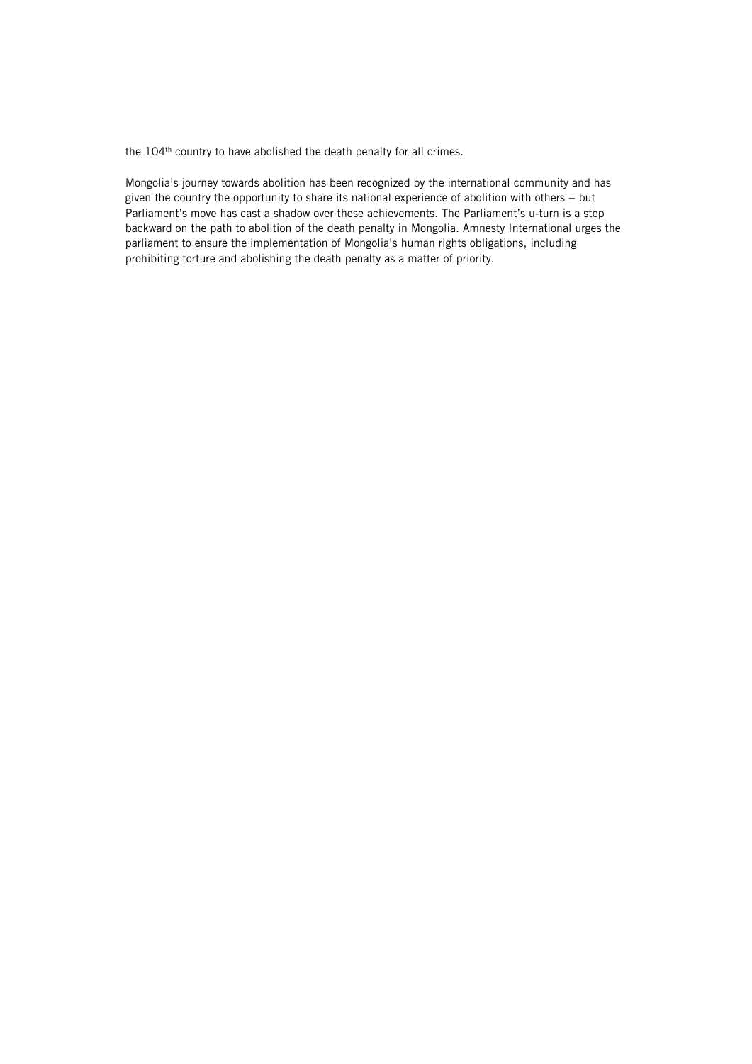the 104th country to have abolished the death penalty for all crimes.

Mongolia's journey towards abolition has been recognized by the international community and has given the country the opportunity to share its national experience of abolition with others – but Parliament's move has cast a shadow over these achievements. The Parliament's u-turn is a step backward on the path to abolition of the death penalty in Mongolia. Amnesty International urges the parliament to ensure the implementation of Mongolia's human rights obligations, including prohibiting torture and abolishing the death penalty as a matter of priority.